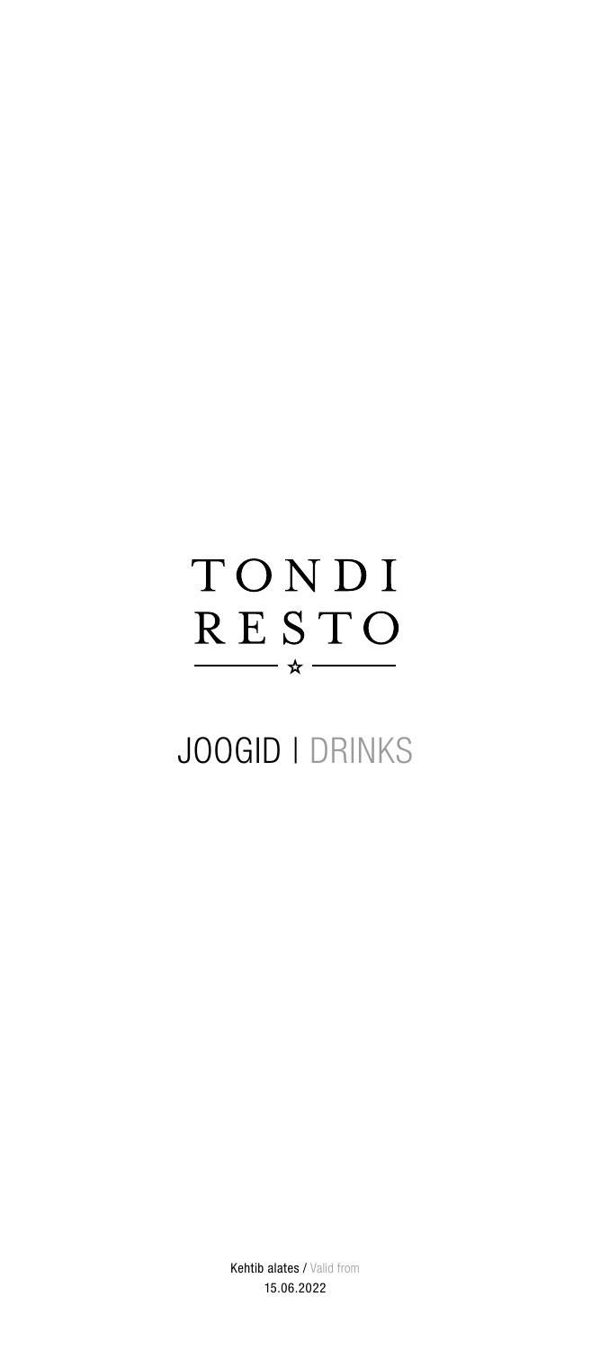# TONDI RESTO

## JOOGID | DRINKS

**Kehtib alates** / Valid from
15.06.2022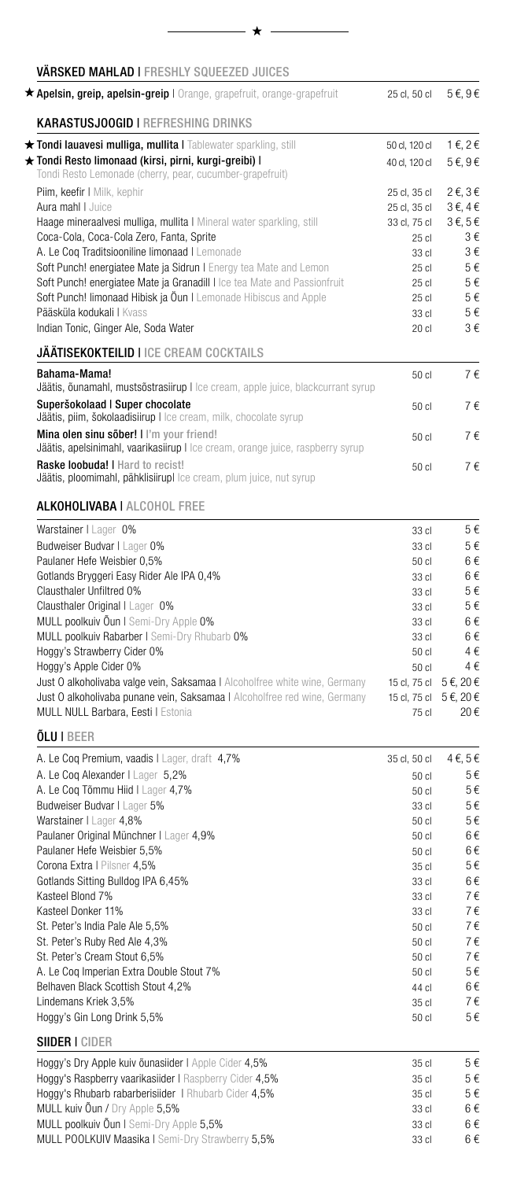★

## VÄRSKED MAHLAD | FRESHLY SQUEEZED JUICES

| | | |
|---|---|---|
| ★ **Apelsin, greip, apelsin-greip** \| Orange, grapefruit, orange-grapefruit | 25 cl, 50 cl | 5 €, 9 € |

## KARASTUSJOOGID | REFRESHING DRINKS

| | | |
|---|---|---|
| ★ **Tondi lauavesi mulliga, mullita** \| Tablewater sparkling, still | 50 cl, 120 cl | 1 €, 2 € |
| ★ **Tondi Resto limonaad (kirsi, pirni, kurgi-greibi)** \| Tondi Resto Lemonade (cherry, pear, cucumber-grapefruit) | 40 cl, 120 cl | 5 €, 9 € |
| Piim, keefir \| Milk, kephir | 25 cl, 35 cl | 2 €, 3 € |
| Aura mahl \| Juice | 25 cl, 35 cl | 3 €, 4 € |
| Haage mineraalvesi mulliga, mullita \| Mineral water sparkling, still | 33 cl, 75 cl | 3 €, 5 € |
| Coca-Cola, Coca-Cola Zero, Fanta, Sprite | 25 cl | 3 € |
| A. Le Coq Traditsiooniline limonaad \| Lemonade | 33 cl | 3 € |
| Soft Punch! energiatee Mate ja Sidrun \| Energy tea Mate and Lemon | 25 cl | 5 € |
| Soft Punch! energiatee Mate ja Granadill \| Ice tea Mate and Passionfruit | 25 cl | 5 € |
| Soft Punch! limonaad Hibisk ja Õun \| Lemonade Hibiscus and Apple | 25 cl | 5 € |
| Pääsküla kodukali \| Kvass | 33 cl | 5 € |
| Indian Tonic, Ginger Ale, Soda Water | 20 cl | 3 € |

## JÄÄTISEKOKTEILID | ICE CREAM COCKTAILS

| | | |
|---|---|---|
| **Bahama-Mama!** Jäätis, õunamahl, mustsõstrasiirup \| Ice cream, apple juice, blackcurrant syrup | 50 cl | 7 € |
| **Superšokolaad \| Super chocolate** Jäätis, piim, šokolaadisiirup \| Ice cream, milk, chocolate syrup | 50 cl | 7 € |
| **Mina olen sinu sõber! \| I'm your friend!** Jäätis, apelsinimahl, vaarikasiirup \| Ice cream, orange juice, raspberry syrup | 50 cl | 7 € |
| **Raske loobuda! \| Hard to recist!** Jäätis, ploomimahl, pähklisiirup\| Ice cream, plum juice, nut syrup | 50 cl | 7 € |

## ALKOHOLIVABA | ALCOHOL FREE

| | | |
|---|---|---|
| Warstainer \| Lager 0% | 33 cl | 5 € |
| Budweiser Budvar \| Lager 0% | 33 cl | 5 € |
| Paulaner Hefe Weisbier 0,5% | 50 cl | 6 € |
| Gotlands Bryggeri Easy Rider Ale IPA 0,4% | 33 cl | 6 € |
| Clausthaler Unfiltred 0% | 33 cl | 5 € |
| Clausthaler Original \| Lager 0% | 33 cl | 5 € |
| MULL poolkuiv Õun \| Semi-Dry Apple 0% | 33 cl | 6 € |
| MULL poolkuiv Rabarber \| Semi-Dry Rhubarb 0% | 33 cl | 6 € |
| Hoggy's Strawberry Cider 0% | 50 cl | 4 € |
| Hoggy's Apple Cider 0% | 50 cl | 4 € |
| Just 0 alkoholivaba valge vein, Saksamaa \| Alcoholfree white wine, Germany | 15 cl, 75 cl | 5 €, 20 € |
| Just 0 alkoholivaba punane vein, Saksamaa \| Alcoholfree red wine, Germany | 15 cl, 75 cl | 5 €, 20 € |
| MULL NULL Barbara, Eesti \| Estonia | 75 cl | 20 € |

## ÕLU | BEER

| | | |
|---|---|---|
| A. Le Coq Premium, vaadis \| Lager, draft 4,7% | 35 cl, 50 cl | 4 €, 5 € |
| A. Le Coq Alexander \| Lager 5,2% | 50 cl | 5 € |
| A. Le Coq Tõmmu Hiid \| Lager 4,7% | 50 cl | 5 € |
| Budweiser Budvar \| Lager 5% | 33 cl | 5 € |
| Warstainer \| Lager 4,8% | 50 cl | 5 € |
| Paulaner Original Münchner \| Lager 4,9% | 50 cl | 6 € |
| Paulaner Hefe Weisbier 5,5% | 50 cl | 6 € |
| Corona Extra \| Pilsner 4,5% | 35 cl | 5 € |
| Gotlands Sitting Bulldog IPA 6,45% | 33 cl | 6 € |
| Kasteel Blond 7% | 33 cl | 7 € |
| Kasteel Donker 11% | 33 cl | 7 € |
| St. Peter's India Pale Ale 5,5% | 50 cl | 7 € |
| St. Peter's Ruby Red Ale 4,3% | 50 cl | 7 € |
| St. Peter's Cream Stout 6,5% | 50 cl | 7 € |
| A. Le Coq Imperian Extra Double Stout 7% | 50 cl | 5 € |
| Belhaven Black Scottish Stout 4,2% | 44 cl | 6 € |
| Lindemans Kriek 3,5% | 35 cl | 7 € |
| Hoggy's Gin Long Drink 5,5% | 50 cl | 5 € |

## SIIDER | CIDER

| | | |
|---|---|---|
| Hoggy's Dry Apple kuiv õunasiider \| Apple Cider 4,5% | 35 cl | 5 € |
| Hoggy's Raspberry vaarikasiider \| Raspberry Cider 4,5% | 35 cl | 5 € |
| Hoggy's Rhubarb rabarberisiider \| Rhubarb Cider 4,5% | 35 cl | 5 € |
| MULL kuiv Õun / Dry Apple 5,5% | 33 cl | 6 € |
| MULL poolkuiv Õun \| Semi-Dry Apple 5,5% | 33 cl | 6 € |
| MULL POOLKUIV Maasika \| Semi-Dry Strawberry 5,5% | 33 cl | 6 € |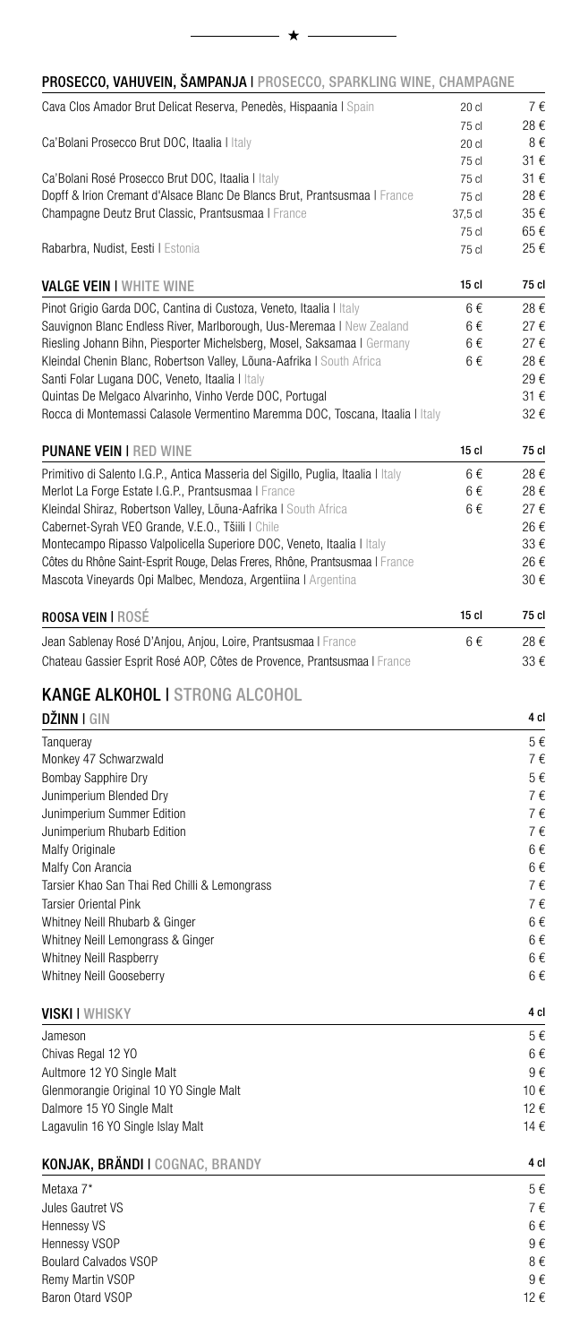## PROSECCO, VAHUVEIN, ŠAMPANJA | PROSECCO, SPARKLING WINE, CHAMPAGNE

| | | |
|---|---|---|
| Cava Clos Amador Brut Delicat Reserva, Penedès, Hispaania \| Spain | 20 cl | 7 € |
| | 75 cl | 28 € |
| Ca'Bolani Prosecco Brut DOC, Itaalia \| Italy | 20 cl | 8 € |
| | 75 cl | 31 € |
| Ca'Bolani Rosé Prosecco Brut DOC, Itaalia \| Italy | 75 cl | 31 € |
| Dopff & Irion Cremant d'Alsace Blanc De Blancs Brut, Prantsusmaa \| France | 75 cl | 28 € |
| Champagne Deutz Brut Classic, Prantsusmaa \| France | 37,5 cl | 35 € |
| | 75 cl | 65 € |
| Rabarbra, Nudist, Eesti \| Estonia | 75 cl | 25 € |

## VALGE VEIN | WHITE WINE

| | 15 cl | 75 cl |
|---|---|---|
| Pinot Grigio Garda DOC, Cantina di Custoza, Veneto, Itaalia \| Italy | 6 € | 28 € |
| Sauvignon Blanc Endless River, Marlborough, Uus-Meremaa \| New Zealand | 6 € | 27 € |
| Riesling Johann Bihn, Piesporter Michelsberg, Mosel, Saksamaa \| Germany | 6 € | 27 € |
| Kleindal Chenin Blanc, Robertson Valley, Lõuna-Aafrika \| South Africa | 6 € | 28 € |
| Santi Folar Lugana DOC, Veneto, Itaalia \| Italy | | 29 € |
| Quintas De Melgaco Alvarinho, Vinho Verde DOC, Portugal | | 31 € |
| Rocca di Montemassi Calasole Vermentino Maremma DOC, Toscana, Itaalia \| Italy | | 32 € |

## PUNANE VEIN | RED WINE

| | 15 cl | 75 cl |
|---|---|---|
| Primitivo di Salento I.G.P., Antica Masseria del Sigillo, Puglia, Itaalia \| Italy | 6 € | 28 € |
| Merlot La Forge Estate I.G.P., Prantsusmaa \| France | 6 € | 28 € |
| Kleindal Shiraz, Robertson Valley, Lõuna-Aafrika \| South Africa | 6 € | 27 € |
| Cabernet-Syrah VEO Grande, V.E.O., Tšiili \| Chile | | 26 € |
| Montecampo Ripasso Valpolicella Superiore DOC, Veneto, Itaalia \| Italy | | 33 € |
| Côtes du Rhône Saint-Esprit Rouge, Delas Freres, Rhône, Prantsusmaa \| France | | 26 € |
| Mascota Vineyards Opi Malbec, Mendoza, Argentiina \| Argentina | | 30 € |

## ROOSA VEIN | ROSÉ

| | 15 cl | 75 cl |
|---|---|---|
| Jean Sablenay Rosé D'Anjou, Anjou, Loire, Prantsusmaa \| France | 6 € | 28 € |
| Chateau Gassier Esprit Rosé AOP, Côtes de Provence, Prantsusmaa \| France | | 33 € |

# KANGE ALKOHOL | STRONG ALCOHOL

## DŽINN | GIN

| | 4 cl |
|---|---|
| Tanqueray | 5 € |
| Monkey 47 Schwarzwald | 7 € |
| Bombay Sapphire Dry | 5 € |
| Junimperium Blended Dry | 7 € |
| Junimperium Summer Edition | 7 € |
| Junimperium Rhubarb Edition | 7 € |
| Malfy Originale | 6 € |
| Malfy Con Arancia | 6 € |
| Tarsier Khao San Thai Red Chilli & Lemongrass | 7 € |
| Tarsier Oriental Pink | 7 € |
| Whitney Neill Rhubarb & Ginger | 6 € |
| Whitney Neill Lemongrass & Ginger | 6 € |
| Whitney Neill Raspberry | 6 € |
| Whitney Neill Gooseberry | 6 € |

## VISKI | WHISKY

| | 4 cl |
|---|---|
| Jameson | 5 € |
| Chivas Regal 12 YO | 6 € |
| Aultmore 12 YO Single Malt | 9 € |
| Glenmorangie Original 10 YO Single Malt | 10 € |
| Dalmore 15 YO Single Malt | 12 € |
| Lagavulin 16 YO Single Islay Malt | 14 € |

## KONJAK, BRÄNDI | COGNAC, BRANDY

| | 4 cl |
|---|---|
| Metaxa 7* | 5 € |
| Jules Gautret VS | 7 € |
| Hennessy VS | 6 € |
| Hennessy VSOP | 9 € |
| Boulard Calvados VSOP | 8 € |
| Remy Martin VSOP | 9 € |
| Baron Otard VSOP | 12 € |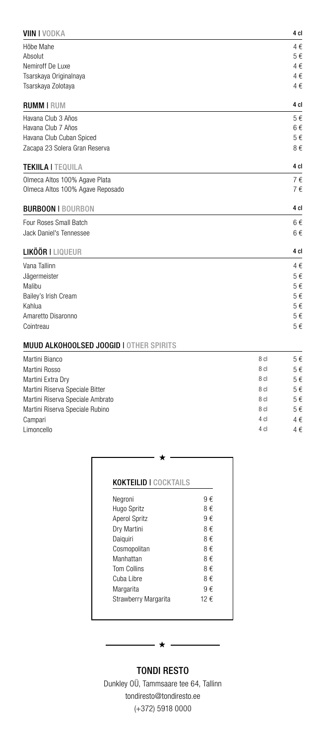| VIIN \| VODKA | 4 cl |
|---|---|
| Hõbe Mahe | 4 € |
| Absolut | 5 € |
| Nemiroff De Luxe | 4 € |
| Tsarskaya Originalnaya | 4 € |
| Tsarskaya Zolotaya | 4 € |

| RUMM \| RUM | 4 cl |
|---|---|
| Havana Club 3 Años | 5 € |
| Havana Club 7 Años | 6 € |
| Havana Club Cuban Spiced | 5 € |
| Zacapa 23 Solera Gran Reserva | 8 € |

| TEKIILA \| TEQUILA | 4 cl |
|---|---|
| Olmeca Altos 100% Agave Plata | 7 € |
| Olmeca Altos 100% Agave Reposado | 7 € |

| BURBOON \| BOURBON | 4 cl |
|---|---|
| Four Roses Small Batch | 6 € |
| Jack Daniel's Tennessee | 6 € |

| LIKÖÖR \| LIQUEUR | 4 cl |
|---|---|
| Vana Tallinn | 4 € |
| Jägermeister | 5 € |
| Malibu | 5 € |
| Bailey's Irish Cream | 5 € |
| Kahlua | 5 € |
| Amaretto Disaronno | 5 € |
| Cointreau | 5 € |

| MUUD ALKOHOOLSED JOOGID \| OTHER SPIRITS | | |
|---|---|---|
| Martini Bianco | 8 cl | 5 € |
| Martini Rosso | 8 cl | 5 € |
| Martini Extra Dry | 8 cl | 5 € |
| Martini Riserva Speciale Bitter | 8 cl | 5 € |
| Martini Riserva Speciale Ambrato | 8 cl | 5 € |
| Martini Riserva Speciale Rubino | 8 cl | 5 € |
| Campari | 4 cl | 4 € |
| Limoncello | 4 cl | 4 € |

★

| KOKTEILID \| COCKTAILS | |
|---|---|
| Negroni | 9 € |
| Hugo Spritz | 8 € |
| Aperol Spritz | 9 € |
| Dry Martini | 8 € |
| Daiquiri | 8 € |
| Cosmopolitan | 8 € |
| Manhattan | 8 € |
| Tom Collins | 8 € |
| Cuba Libre | 8 € |
| Margarita | 9 € |
| Strawberry Margarita | 12 € |

★

## TONDI RESTO

Dunkley OÜ, Tammsaare tee 64, Tallinn
tondiresto@tondiresto.ee
(+372) 5918 0000